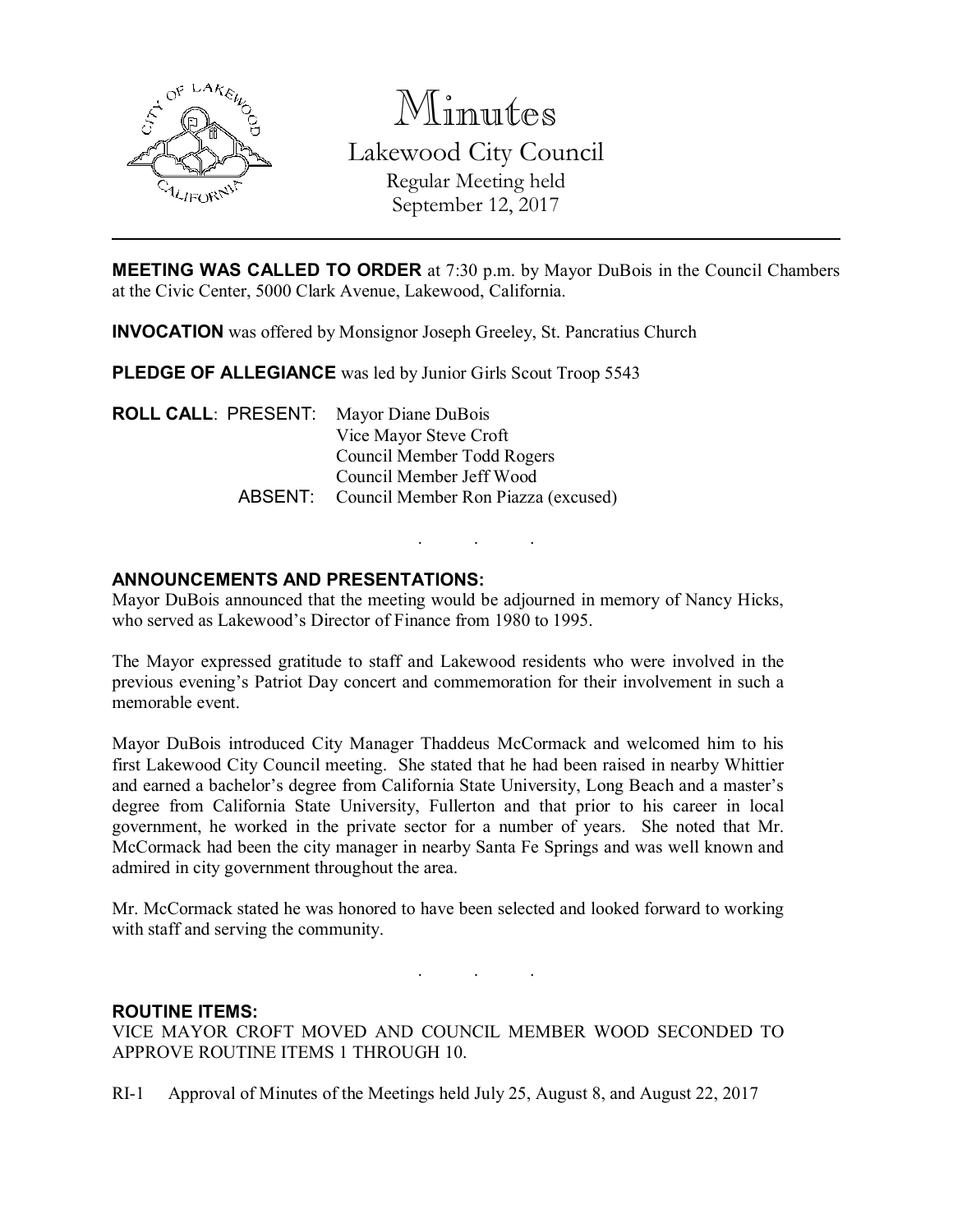# Minutes

## Lakewood City Council

Regular Meeting held
September 12, 2017

---

**MEETING WAS CALLED TO ORDER** at 7:30 p.m. by Mayor DuBois in the Council Chambers at the Civic Center, 5000 Clark Avenue, Lakewood, California.

**INVOCATION** was offered by Monsignor Joseph Greeley, St. Pancratius Church

**PLEDGE OF ALLEGIANCE** was led by Junior Girls Scout Troop 5543

**ROLL CALL**: PRESENT: Mayor Diane DuBois
Vice Mayor Steve Croft
Council Member Todd Rogers
Council Member Jeff Wood
ABSENT: Council Member Ron Piazza (excused)

. . .

**ANNOUNCEMENTS AND PRESENTATIONS:**
Mayor DuBois announced that the meeting would be adjourned in memory of Nancy Hicks, who served as Lakewood's Director of Finance from 1980 to 1995.

The Mayor expressed gratitude to staff and Lakewood residents who were involved in the previous evening's Patriot Day concert and commemoration for their involvement in such a memorable event.

Mayor DuBois introduced City Manager Thaddeus McCormack and welcomed him to his first Lakewood City Council meeting. She stated that he had been raised in nearby Whittier and earned a bachelor's degree from California State University, Long Beach and a master's degree from California State University, Fullerton and that prior to his career in local government, he worked in the private sector for a number of years. She noted that Mr. McCormack had been the city manager in nearby Santa Fe Springs and was well known and admired in city government throughout the area.

Mr. McCormack stated he was honored to have been selected and looked forward to working with staff and serving the community.

. . .

**ROUTINE ITEMS:**
VICE MAYOR CROFT MOVED AND COUNCIL MEMBER WOOD SECONDED TO APPROVE ROUTINE ITEMS 1 THROUGH 10.

RI-1 Approval of Minutes of the Meetings held July 25, August 8, and August 22, 2017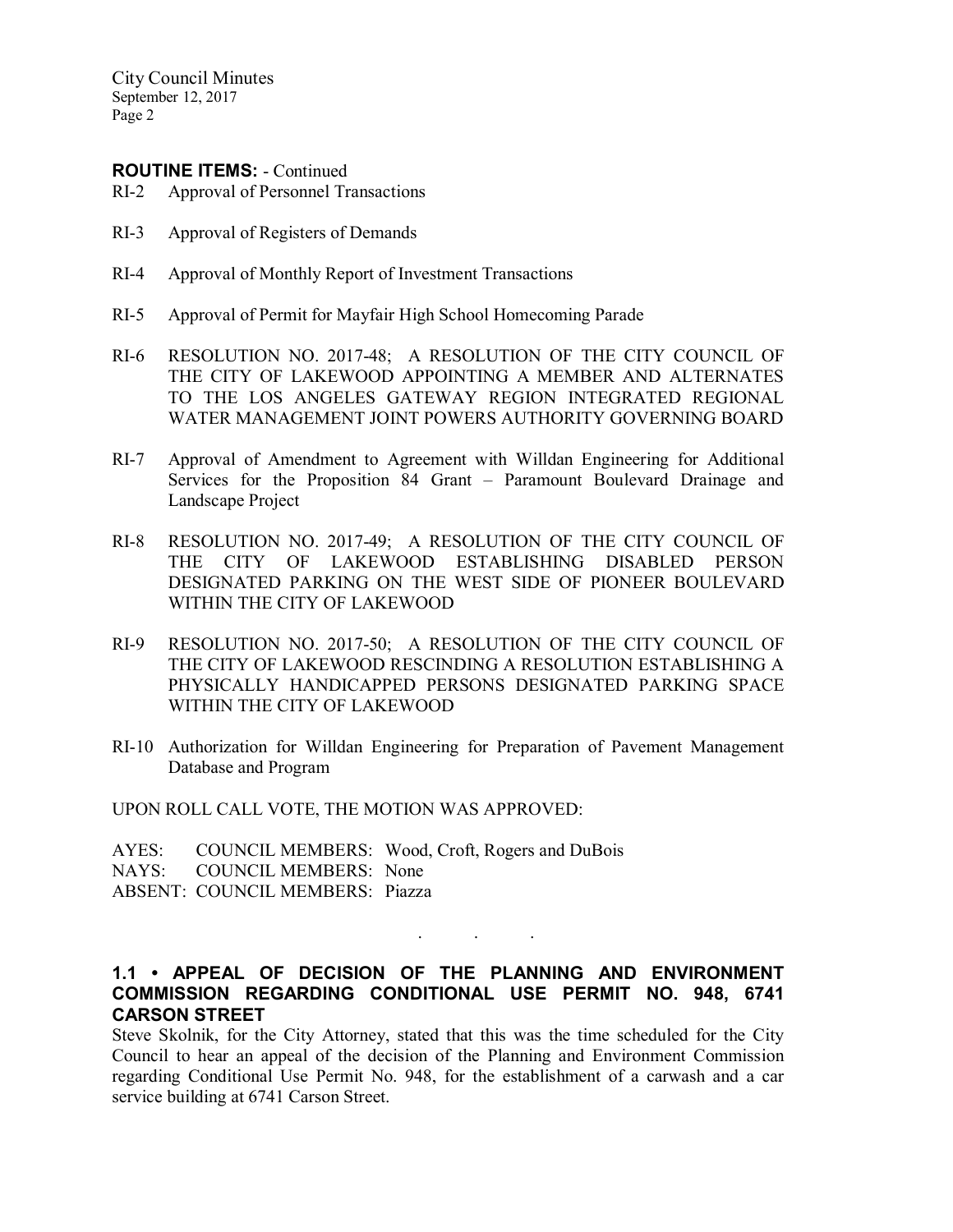**ROUTINE ITEMS:** - Continued

RI-2 Approval of Personnel Transactions

RI-3 Approval of Registers of Demands

RI-4 Approval of Monthly Report of Investment Transactions

RI-5 Approval of Permit for Mayfair High School Homecoming Parade

RI-6 RESOLUTION NO. 2017-48; A RESOLUTION OF THE CITY COUNCIL OF THE CITY OF LAKEWOOD APPOINTING A MEMBER AND ALTERNATES TO THE LOS ANGELES GATEWAY REGION INTEGRATED REGIONAL WATER MANAGEMENT JOINT POWERS AUTHORITY GOVERNING BOARD

RI-7 Approval of Amendment to Agreement with Willdan Engineering for Additional Services for the Proposition 84 Grant – Paramount Boulevard Drainage and Landscape Project

RI-8 RESOLUTION NO. 2017-49; A RESOLUTION OF THE CITY COUNCIL OF THE CITY OF LAKEWOOD ESTABLISHING DISABLED PERSON DESIGNATED PARKING ON THE WEST SIDE OF PIONEER BOULEVARD WITHIN THE CITY OF LAKEWOOD

RI-9 RESOLUTION NO. 2017-50; A RESOLUTION OF THE CITY COUNCIL OF THE CITY OF LAKEWOOD RESCINDING A RESOLUTION ESTABLISHING A PHYSICALLY HANDICAPPED PERSONS DESIGNATED PARKING SPACE WITHIN THE CITY OF LAKEWOOD

RI-10 Authorization for Willdan Engineering for Preparation of Pavement Management Database and Program

UPON ROLL CALL VOTE, THE MOTION WAS APPROVED:

AYES: COUNCIL MEMBERS: Wood, Croft, Rogers and DuBois
NAYS: COUNCIL MEMBERS: None
ABSENT: COUNCIL MEMBERS: Piazza

. . .

**1.1 • APPEAL OF DECISION OF THE PLANNING AND ENVIRONMENT COMMISSION REGARDING CONDITIONAL USE PERMIT NO. 948, 6741 CARSON STREET**

Steve Skolnik, for the City Attorney, stated that this was the time scheduled for the City Council to hear an appeal of the decision of the Planning and Environment Commission regarding Conditional Use Permit No. 948, for the establishment of a carwash and a car service building at 6741 Carson Street.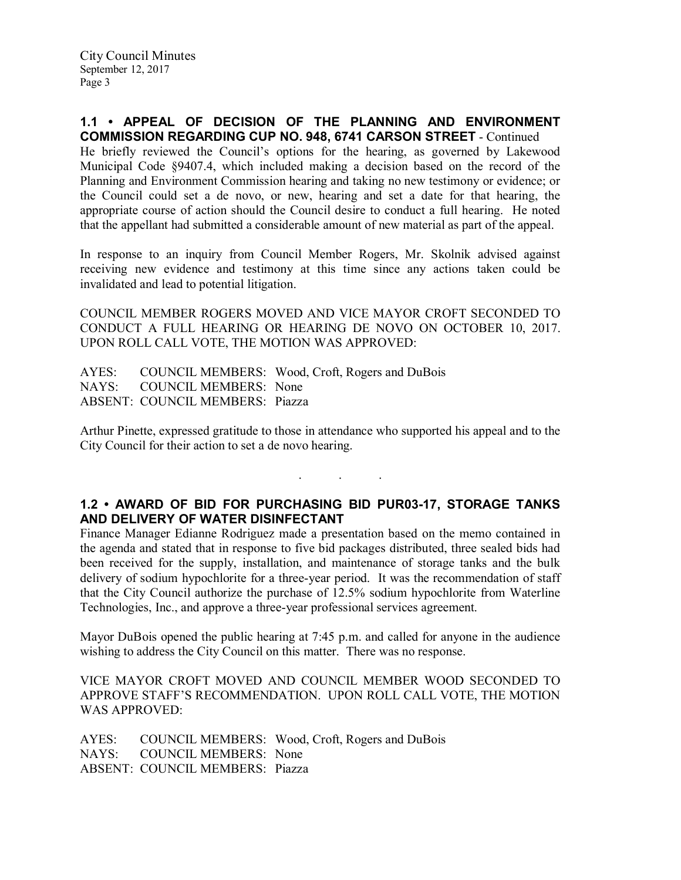## 1.1 • APPEAL OF DECISION OF THE PLANNING AND ENVIRONMENT COMMISSION REGARDING CUP NO. 948, 6741 CARSON STREET - Continued

He briefly reviewed the Council's options for the hearing, as governed by Lakewood Municipal Code §9407.4, which included making a decision based on the record of the Planning and Environment Commission hearing and taking no new testimony or evidence; or the Council could set a de novo, or new, hearing and set a date for that hearing, the appropriate course of action should the Council desire to conduct a full hearing. He noted that the appellant had submitted a considerable amount of new material as part of the appeal.

In response to an inquiry from Council Member Rogers, Mr. Skolnik advised against receiving new evidence and testimony at this time since any actions taken could be invalidated and lead to potential litigation.

COUNCIL MEMBER ROGERS MOVED AND VICE MAYOR CROFT SECONDED TO CONDUCT A FULL HEARING OR HEARING DE NOVO ON OCTOBER 10, 2017. UPON ROLL CALL VOTE, THE MOTION WAS APPROVED:

AYES: COUNCIL MEMBERS: Wood, Croft, Rogers and DuBois
NAYS: COUNCIL MEMBERS: None
ABSENT: COUNCIL MEMBERS: Piazza

Arthur Pinette, expressed gratitude to those in attendance who supported his appeal and to the City Council for their action to set a de novo hearing.

. . .

## 1.2 • AWARD OF BID FOR PURCHASING BID PUR03-17, STORAGE TANKS AND DELIVERY OF WATER DISINFECTANT

Finance Manager Edianne Rodriguez made a presentation based on the memo contained in the agenda and stated that in response to five bid packages distributed, three sealed bids had been received for the supply, installation, and maintenance of storage tanks and the bulk delivery of sodium hypochlorite for a three-year period. It was the recommendation of staff that the City Council authorize the purchase of 12.5% sodium hypochlorite from Waterline Technologies, Inc., and approve a three-year professional services agreement.

Mayor DuBois opened the public hearing at 7:45 p.m. and called for anyone in the audience wishing to address the City Council on this matter. There was no response.

VICE MAYOR CROFT MOVED AND COUNCIL MEMBER WOOD SECONDED TO APPROVE STAFF'S RECOMMENDATION. UPON ROLL CALL VOTE, THE MOTION WAS APPROVED:

AYES: COUNCIL MEMBERS: Wood, Croft, Rogers and DuBois
NAYS: COUNCIL MEMBERS: None
ABSENT: COUNCIL MEMBERS: Piazza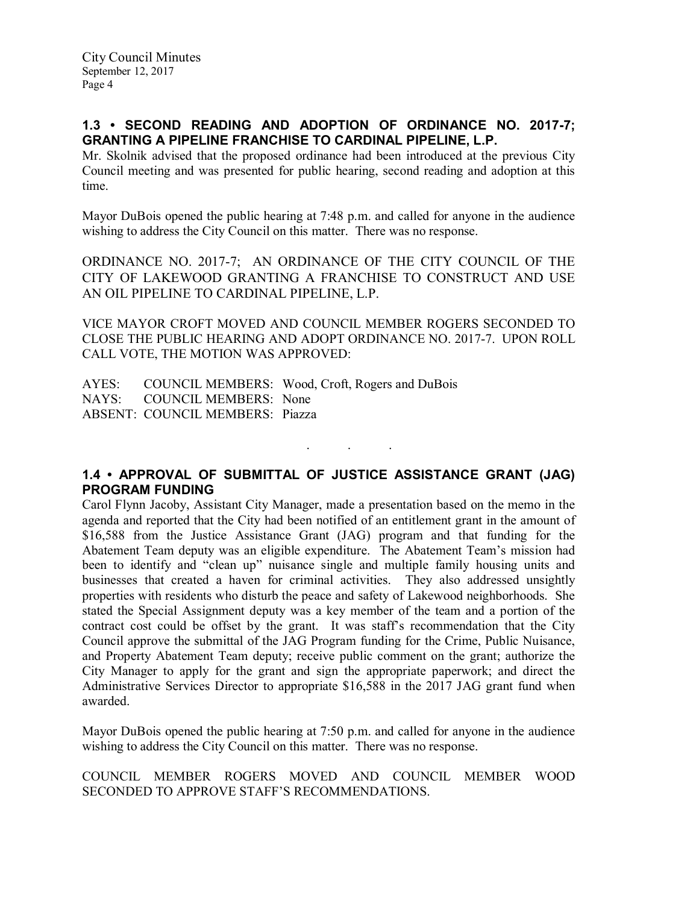## 1.3 • SECOND READING AND ADOPTION OF ORDINANCE NO. 2017-7; GRANTING A PIPELINE FRANCHISE TO CARDINAL PIPELINE, L.P.

Mr. Skolnik advised that the proposed ordinance had been introduced at the previous City Council meeting and was presented for public hearing, second reading and adoption at this time.

Mayor DuBois opened the public hearing at 7:48 p.m. and called for anyone in the audience wishing to address the City Council on this matter. There was no response.

ORDINANCE NO. 2017-7; AN ORDINANCE OF THE CITY COUNCIL OF THE CITY OF LAKEWOOD GRANTING A FRANCHISE TO CONSTRUCT AND USE AN OIL PIPELINE TO CARDINAL PIPELINE, L.P.

VICE MAYOR CROFT MOVED AND COUNCIL MEMBER ROGERS SECONDED TO CLOSE THE PUBLIC HEARING AND ADOPT ORDINANCE NO. 2017-7. UPON ROLL CALL VOTE, THE MOTION WAS APPROVED:

AYES: COUNCIL MEMBERS: Wood, Croft, Rogers and DuBois
NAYS: COUNCIL MEMBERS: None
ABSENT: COUNCIL MEMBERS: Piazza

. . .

## 1.4 • APPROVAL OF SUBMITTAL OF JUSTICE ASSISTANCE GRANT (JAG) PROGRAM FUNDING

Carol Flynn Jacoby, Assistant City Manager, made a presentation based on the memo in the agenda and reported that the City had been notified of an entitlement grant in the amount of $16,588 from the Justice Assistance Grant (JAG) program and that funding for the Abatement Team deputy was an eligible expenditure. The Abatement Team's mission had been to identify and "clean up" nuisance single and multiple family housing units and businesses that created a haven for criminal activities. They also addressed unsightly properties with residents who disturb the peace and safety of Lakewood neighborhoods. She stated the Special Assignment deputy was a key member of the team and a portion of the contract cost could be offset by the grant. It was staff's recommendation that the City Council approve the submittal of the JAG Program funding for the Crime, Public Nuisance, and Property Abatement Team deputy; receive public comment on the grant; authorize the City Manager to apply for the grant and sign the appropriate paperwork; and direct the Administrative Services Director to appropriate $16,588 in the 2017 JAG grant fund when awarded.

Mayor DuBois opened the public hearing at 7:50 p.m. and called for anyone in the audience wishing to address the City Council on this matter. There was no response.

COUNCIL MEMBER ROGERS MOVED AND COUNCIL MEMBER WOOD SECONDED TO APPROVE STAFF'S RECOMMENDATIONS.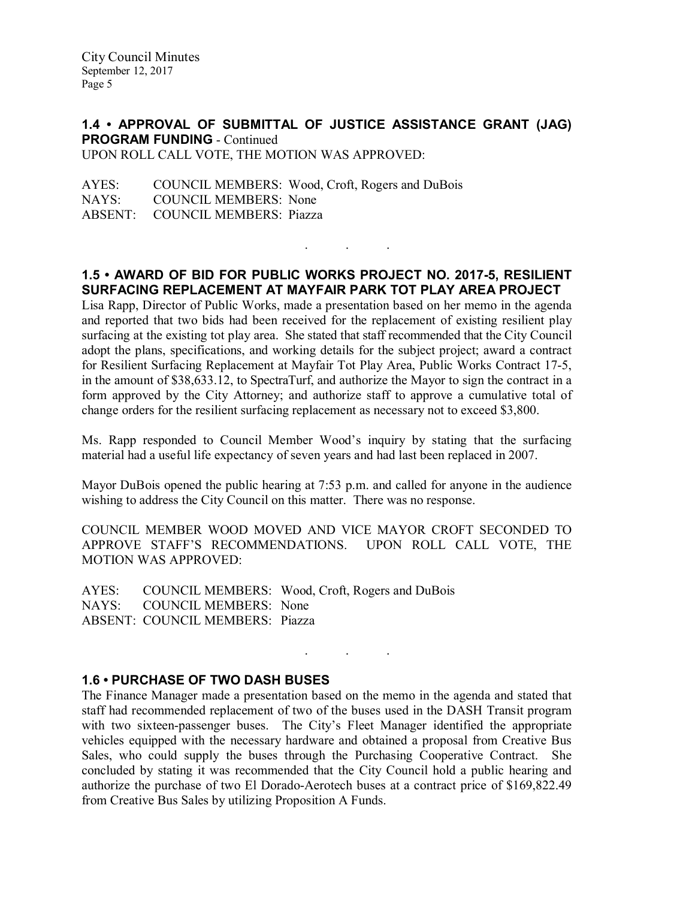## 1.4 • APPROVAL OF SUBMITTAL OF JUSTICE ASSISTANCE GRANT (JAG) PROGRAM FUNDING - Continued

UPON ROLL CALL VOTE, THE MOTION WAS APPROVED:

AYES: COUNCIL MEMBERS: Wood, Croft, Rogers and DuBois
NAYS: COUNCIL MEMBERS: None
ABSENT: COUNCIL MEMBERS: Piazza

. . .

## 1.5 • AWARD OF BID FOR PUBLIC WORKS PROJECT NO. 2017-5, RESILIENT SURFACING REPLACEMENT AT MAYFAIR PARK TOT PLAY AREA PROJECT

Lisa Rapp, Director of Public Works, made a presentation based on her memo in the agenda and reported that two bids had been received for the replacement of existing resilient play surfacing at the existing tot play area. She stated that staff recommended that the City Council adopt the plans, specifications, and working details for the subject project; award a contract for Resilient Surfacing Replacement at Mayfair Tot Play Area, Public Works Contract 17-5, in the amount of $38,633.12, to SpectraTurf, and authorize the Mayor to sign the contract in a form approved by the City Attorney; and authorize staff to approve a cumulative total of change orders for the resilient surfacing replacement as necessary not to exceed $3,800.

Ms. Rapp responded to Council Member Wood's inquiry by stating that the surfacing material had a useful life expectancy of seven years and had last been replaced in 2007.

Mayor DuBois opened the public hearing at 7:53 p.m. and called for anyone in the audience wishing to address the City Council on this matter. There was no response.

COUNCIL MEMBER WOOD MOVED AND VICE MAYOR CROFT SECONDED TO APPROVE STAFF'S RECOMMENDATIONS. UPON ROLL CALL VOTE, THE MOTION WAS APPROVED:

AYES: COUNCIL MEMBERS: Wood, Croft, Rogers and DuBois
NAYS: COUNCIL MEMBERS: None
ABSENT: COUNCIL MEMBERS: Piazza

. . .

## 1.6 • PURCHASE OF TWO DASH BUSES

The Finance Manager made a presentation based on the memo in the agenda and stated that staff had recommended replacement of two of the buses used in the DASH Transit program with two sixteen-passenger buses. The City's Fleet Manager identified the appropriate vehicles equipped with the necessary hardware and obtained a proposal from Creative Bus Sales, who could supply the buses through the Purchasing Cooperative Contract. She concluded by stating it was recommended that the City Council hold a public hearing and authorize the purchase of two El Dorado-Aerotech buses at a contract price of $169,822.49 from Creative Bus Sales by utilizing Proposition A Funds.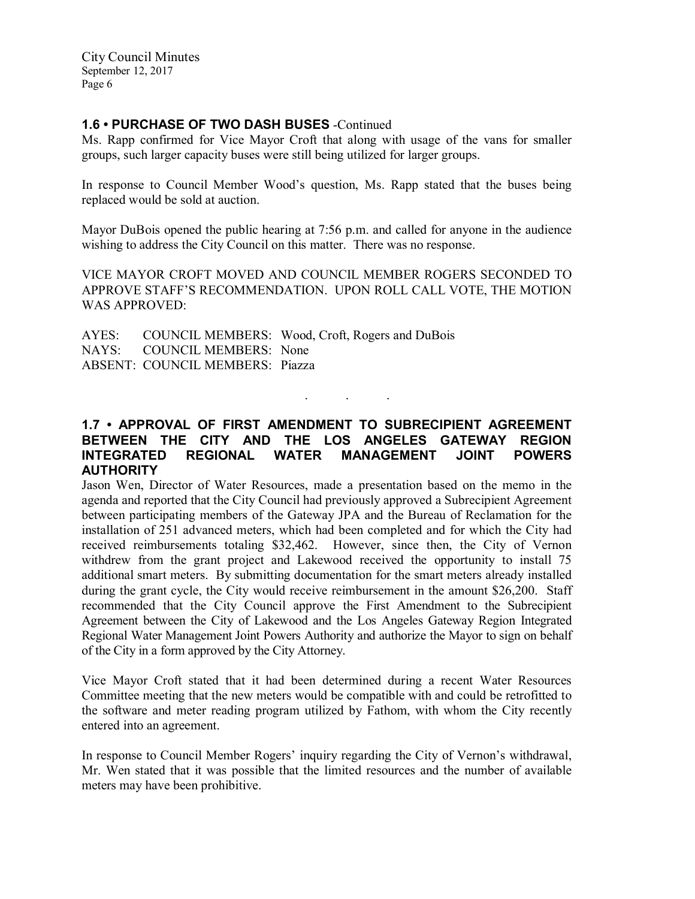### 1.6 • PURCHASE OF TWO DASH BUSES -Continued

Ms. Rapp confirmed for Vice Mayor Croft that along with usage of the vans for smaller groups, such larger capacity buses were still being utilized for larger groups.

In response to Council Member Wood's question, Ms. Rapp stated that the buses being replaced would be sold at auction.

Mayor DuBois opened the public hearing at 7:56 p.m. and called for anyone in the audience wishing to address the City Council on this matter. There was no response.

VICE MAYOR CROFT MOVED AND COUNCIL MEMBER ROGERS SECONDED TO APPROVE STAFF'S RECOMMENDATION. UPON ROLL CALL VOTE, THE MOTION WAS APPROVED:

AYES: COUNCIL MEMBERS: Wood, Croft, Rogers and DuBois
NAYS: COUNCIL MEMBERS: None
ABSENT: COUNCIL MEMBERS: Piazza

. . .

### 1.7 • APPROVAL OF FIRST AMENDMENT TO SUBRECIPIENT AGREEMENT BETWEEN THE CITY AND THE LOS ANGELES GATEWAY REGION INTEGRATED REGIONAL WATER MANAGEMENT JOINT POWERS AUTHORITY

Jason Wen, Director of Water Resources, made a presentation based on the memo in the agenda and reported that the City Council had previously approved a Subrecipient Agreement between participating members of the Gateway JPA and the Bureau of Reclamation for the installation of 251 advanced meters, which had been completed and for which the City had received reimbursements totaling $32,462. However, since then, the City of Vernon withdrew from the grant project and Lakewood received the opportunity to install 75 additional smart meters. By submitting documentation for the smart meters already installed during the grant cycle, the City would receive reimbursement in the amount $26,200. Staff recommended that the City Council approve the First Amendment to the Subrecipient Agreement between the City of Lakewood and the Los Angeles Gateway Region Integrated Regional Water Management Joint Powers Authority and authorize the Mayor to sign on behalf of the City in a form approved by the City Attorney.

Vice Mayor Croft stated that it had been determined during a recent Water Resources Committee meeting that the new meters would be compatible with and could be retrofitted to the software and meter reading program utilized by Fathom, with whom the City recently entered into an agreement.

In response to Council Member Rogers' inquiry regarding the City of Vernon's withdrawal, Mr. Wen stated that it was possible that the limited resources and the number of available meters may have been prohibitive.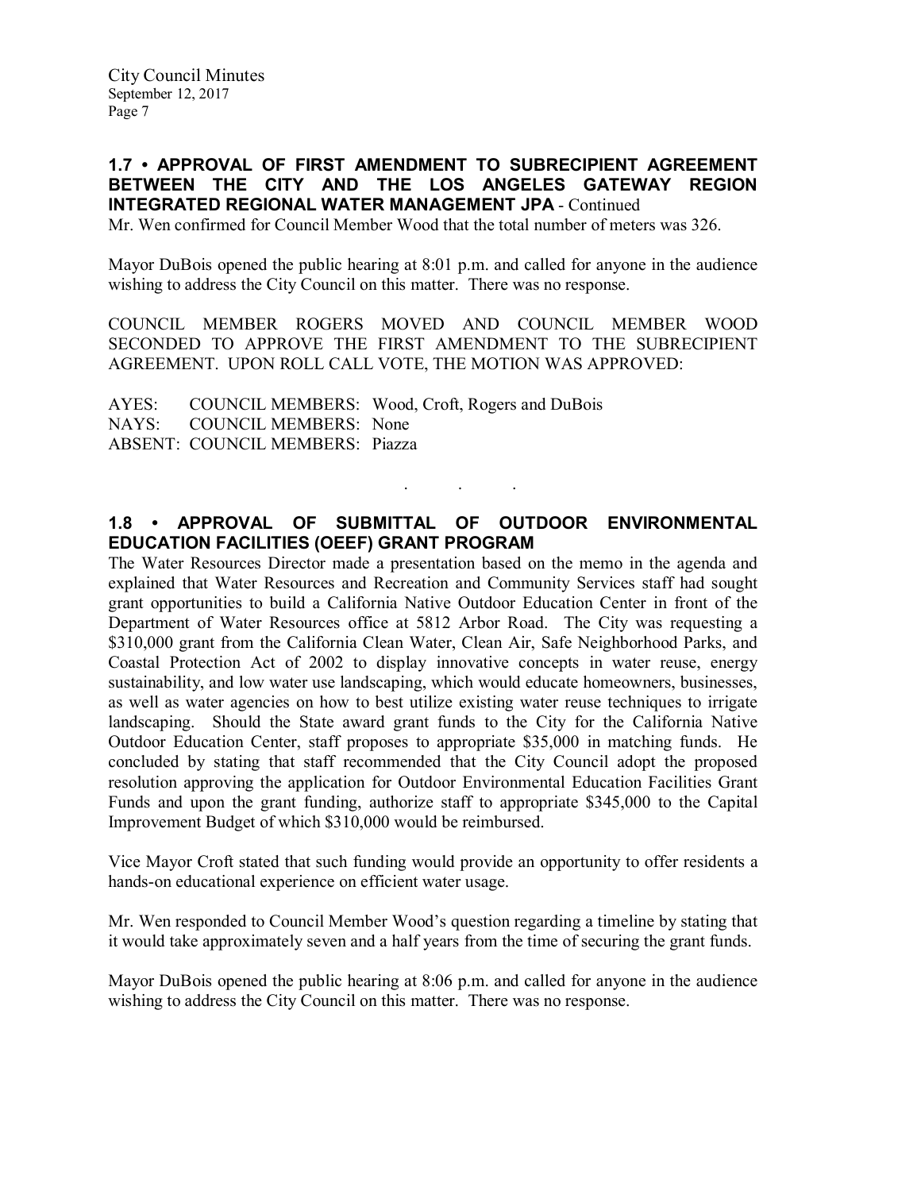### 1.7 • APPROVAL OF FIRST AMENDMENT TO SUBRECIPIENT AGREEMENT BETWEEN THE CITY AND THE LOS ANGELES GATEWAY REGION INTEGRATED REGIONAL WATER MANAGEMENT JPA - Continued

Mr. Wen confirmed for Council Member Wood that the total number of meters was 326.

Mayor DuBois opened the public hearing at 8:01 p.m. and called for anyone in the audience wishing to address the City Council on this matter. There was no response.

COUNCIL MEMBER ROGERS MOVED AND COUNCIL MEMBER WOOD SECONDED TO APPROVE THE FIRST AMENDMENT TO THE SUBRECIPIENT AGREEMENT. UPON ROLL CALL VOTE, THE MOTION WAS APPROVED:

AYES: COUNCIL MEMBERS: Wood, Croft, Rogers and DuBois
NAYS: COUNCIL MEMBERS: None
ABSENT: COUNCIL MEMBERS: Piazza

. . .

### 1.8 • APPROVAL OF SUBMITTAL OF OUTDOOR ENVIRONMENTAL EDUCATION FACILITIES (OEEF) GRANT PROGRAM

The Water Resources Director made a presentation based on the memo in the agenda and explained that Water Resources and Recreation and Community Services staff had sought grant opportunities to build a California Native Outdoor Education Center in front of the Department of Water Resources office at 5812 Arbor Road. The City was requesting a $310,000 grant from the California Clean Water, Clean Air, Safe Neighborhood Parks, and Coastal Protection Act of 2002 to display innovative concepts in water reuse, energy sustainability, and low water use landscaping, which would educate homeowners, businesses, as well as water agencies on how to best utilize existing water reuse techniques to irrigate landscaping. Should the State award grant funds to the City for the California Native Outdoor Education Center, staff proposes to appropriate $35,000 in matching funds. He concluded by stating that staff recommended that the City Council adopt the proposed resolution approving the application for Outdoor Environmental Education Facilities Grant Funds and upon the grant funding, authorize staff to appropriate $345,000 to the Capital Improvement Budget of which $310,000 would be reimbursed.

Vice Mayor Croft stated that such funding would provide an opportunity to offer residents a hands-on educational experience on efficient water usage.

Mr. Wen responded to Council Member Wood's question regarding a timeline by stating that it would take approximately seven and a half years from the time of securing the grant funds.

Mayor DuBois opened the public hearing at 8:06 p.m. and called for anyone in the audience wishing to address the City Council on this matter. There was no response.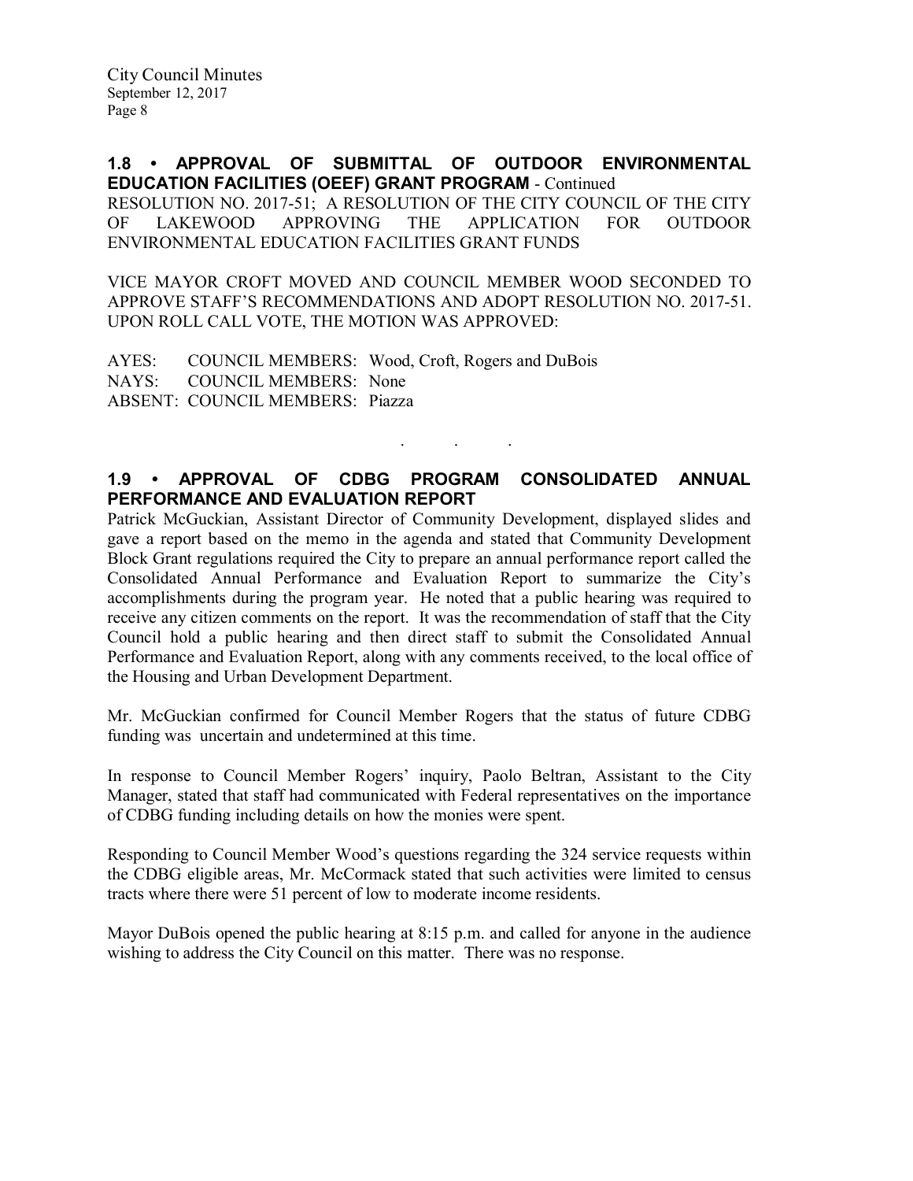## 1.8 • APPROVAL OF SUBMITTAL OF OUTDOOR ENVIRONMENTAL EDUCATION FACILITIES (OEEF) GRANT PROGRAM - Continued

RESOLUTION NO. 2017-51; A RESOLUTION OF THE CITY COUNCIL OF THE CITY OF LAKEWOOD APPROVING THE APPLICATION FOR OUTDOOR ENVIRONMENTAL EDUCATION FACILITIES GRANT FUNDS

VICE MAYOR CROFT MOVED AND COUNCIL MEMBER WOOD SECONDED TO APPROVE STAFF'S RECOMMENDATIONS AND ADOPT RESOLUTION NO. 2017-51. UPON ROLL CALL VOTE, THE MOTION WAS APPROVED:

AYES: COUNCIL MEMBERS: Wood, Croft, Rogers and DuBois
NAYS: COUNCIL MEMBERS: None
ABSENT: COUNCIL MEMBERS: Piazza

. . .

## 1.9 • APPROVAL OF CDBG PROGRAM CONSOLIDATED ANNUAL PERFORMANCE AND EVALUATION REPORT

Patrick McGuckian, Assistant Director of Community Development, displayed slides and gave a report based on the memo in the agenda and stated that Community Development Block Grant regulations required the City to prepare an annual performance report called the Consolidated Annual Performance and Evaluation Report to summarize the City's accomplishments during the program year. He noted that a public hearing was required to receive any citizen comments on the report. It was the recommendation of staff that the City Council hold a public hearing and then direct staff to submit the Consolidated Annual Performance and Evaluation Report, along with any comments received, to the local office of the Housing and Urban Development Department.

Mr. McGuckian confirmed for Council Member Rogers that the status of future CDBG funding was uncertain and undetermined at this time.

In response to Council Member Rogers' inquiry, Paolo Beltran, Assistant to the City Manager, stated that staff had communicated with Federal representatives on the importance of CDBG funding including details on how the monies were spent.

Responding to Council Member Wood's questions regarding the 324 service requests within the CDBG eligible areas, Mr. McCormack stated that such activities were limited to census tracts where there were 51 percent of low to moderate income residents.

Mayor DuBois opened the public hearing at 8:15 p.m. and called for anyone in the audience wishing to address the City Council on this matter. There was no response.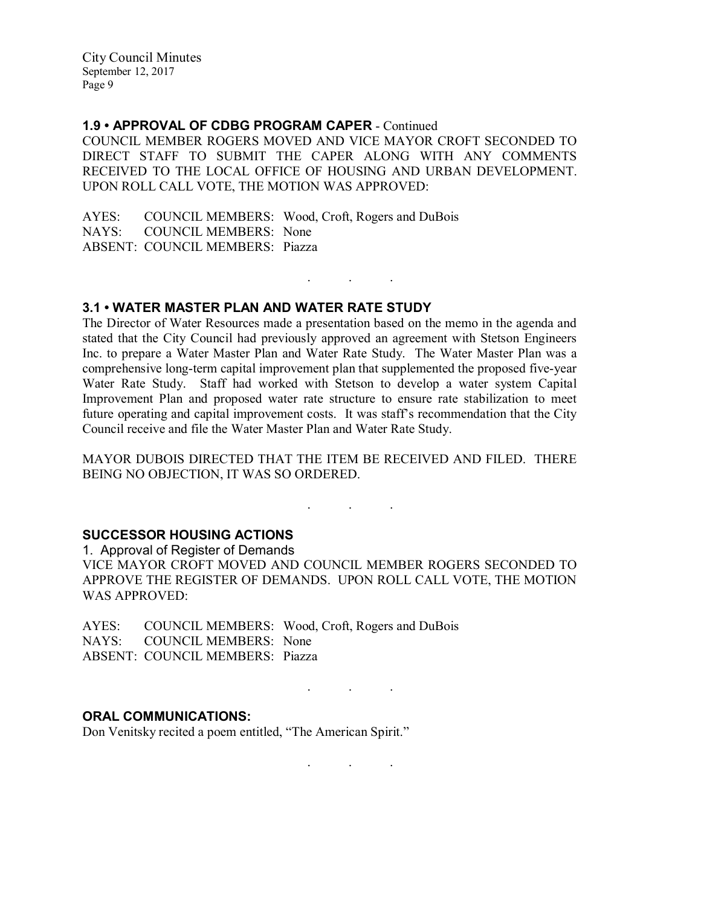### 1.9 • APPROVAL OF CDBG PROGRAM CAPER - Continued

COUNCIL MEMBER ROGERS MOVED AND VICE MAYOR CROFT SECONDED TO DIRECT STAFF TO SUBMIT THE CAPER ALONG WITH ANY COMMENTS RECEIVED TO THE LOCAL OFFICE OF HOUSING AND URBAN DEVELOPMENT. UPON ROLL CALL VOTE, THE MOTION WAS APPROVED:

AYES: COUNCIL MEMBERS: Wood, Croft, Rogers and DuBois
NAYS: COUNCIL MEMBERS: None
ABSENT: COUNCIL MEMBERS: Piazza

. . .

### 3.1 • WATER MASTER PLAN AND WATER RATE STUDY

The Director of Water Resources made a presentation based on the memo in the agenda and stated that the City Council had previously approved an agreement with Stetson Engineers Inc. to prepare a Water Master Plan and Water Rate Study. The Water Master Plan was a comprehensive long-term capital improvement plan that supplemented the proposed five-year Water Rate Study. Staff had worked with Stetson to develop a water system Capital Improvement Plan and proposed water rate structure to ensure rate stabilization to meet future operating and capital improvement costs. It was staff's recommendation that the City Council receive and file the Water Master Plan and Water Rate Study.

MAYOR DUBOIS DIRECTED THAT THE ITEM BE RECEIVED AND FILED. THERE BEING NO OBJECTION, IT WAS SO ORDERED.

. . .

### SUCCESSOR HOUSING ACTIONS

1. Approval of Register of Demands

VICE MAYOR CROFT MOVED AND COUNCIL MEMBER ROGERS SECONDED TO APPROVE THE REGISTER OF DEMANDS. UPON ROLL CALL VOTE, THE MOTION WAS APPROVED:

AYES: COUNCIL MEMBERS: Wood, Croft, Rogers and DuBois
NAYS: COUNCIL MEMBERS: None
ABSENT: COUNCIL MEMBERS: Piazza

. . .

### ORAL COMMUNICATIONS:

Don Venitsky recited a poem entitled, "The American Spirit."

. . .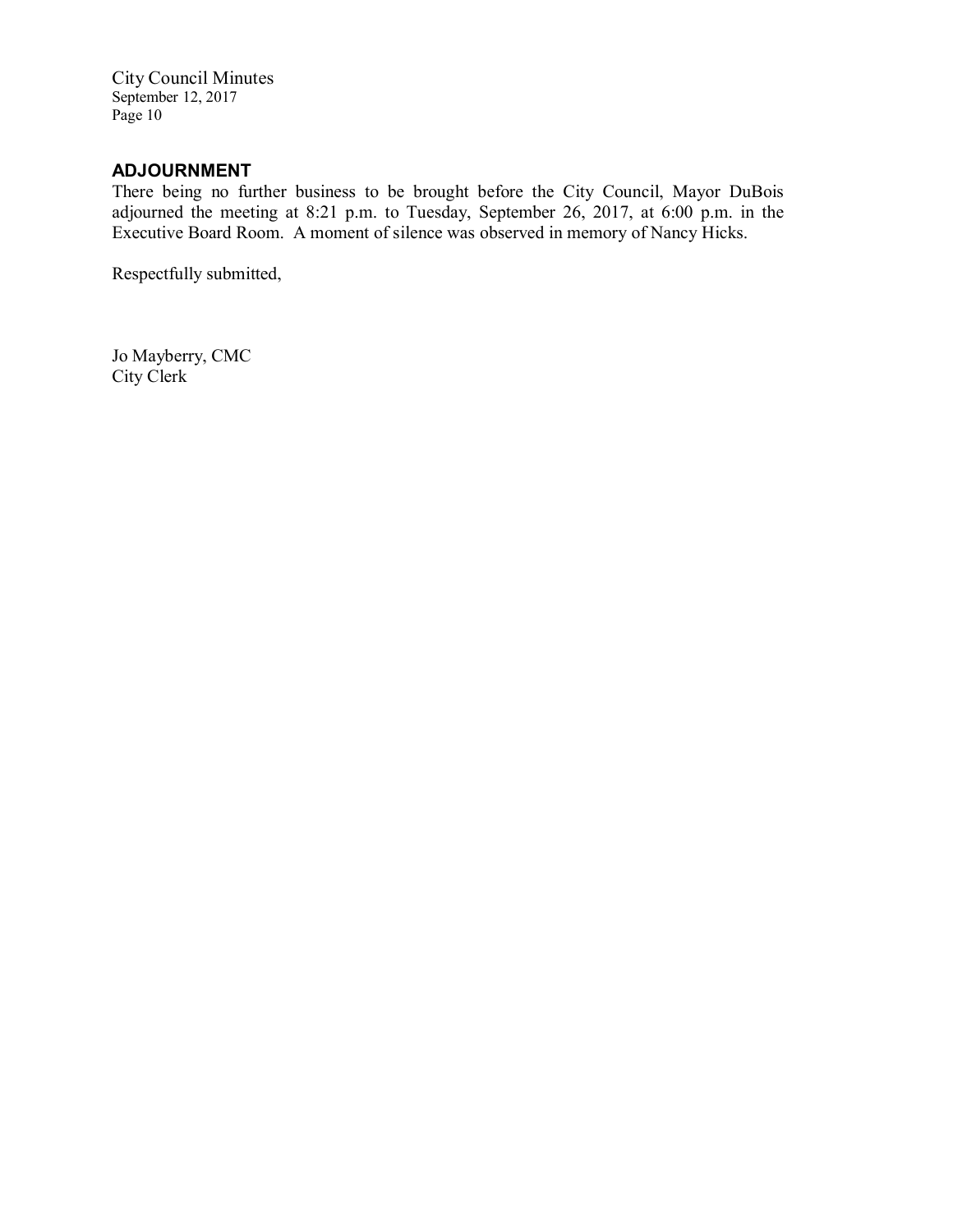## ADJOURNMENT

There being no further business to be brought before the City Council, Mayor DuBois adjourned the meeting at 8:21 p.m. to Tuesday, September 26, 2017, at 6:00 p.m. in the Executive Board Room. A moment of silence was observed in memory of Nancy Hicks.

Respectfully submitted,

Jo Mayberry, CMC
City Clerk